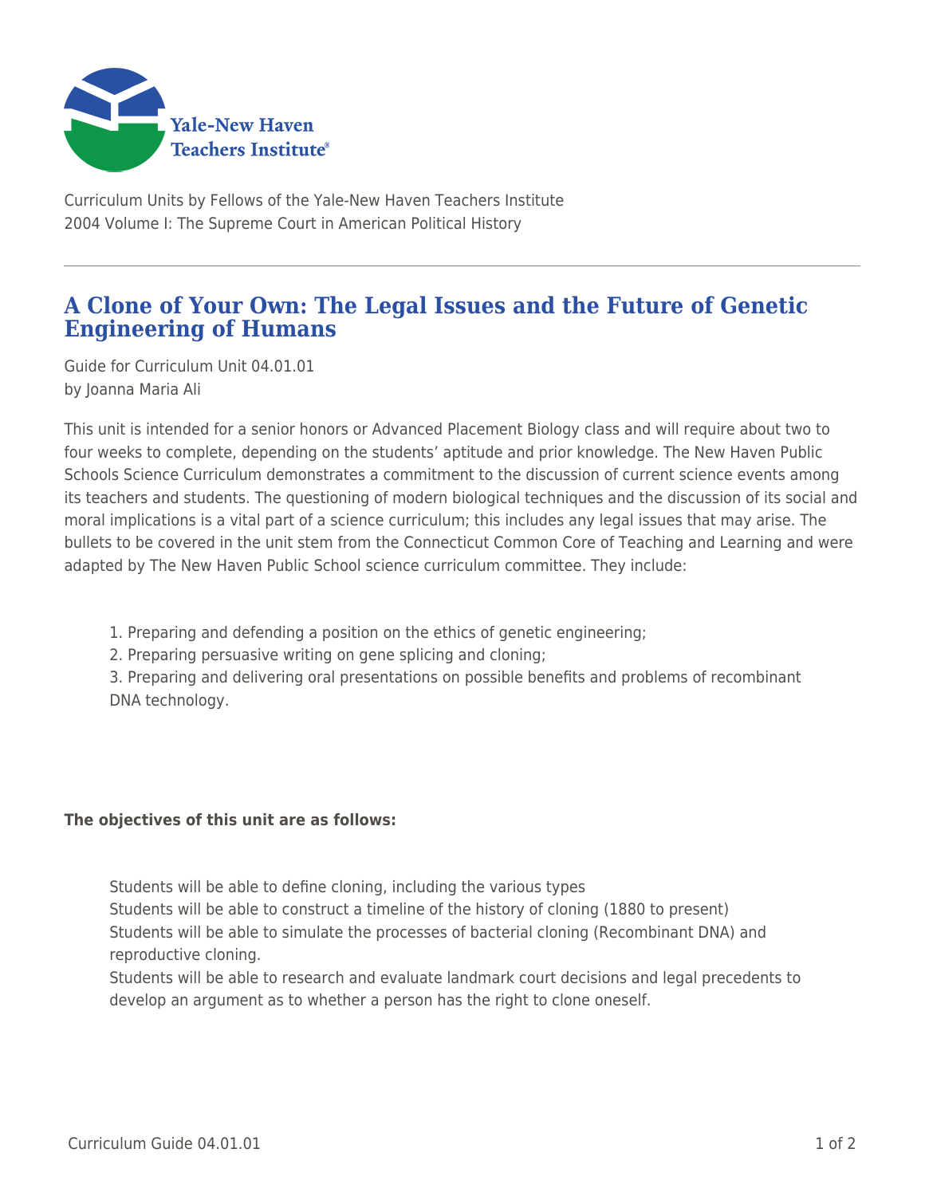Curriculum Units by Fellows of the Yale-New Haven Teachers Institute
2004 Volume I: The Supreme Court in American Political History

# A Clone of Your Own: The Legal Issues and the Future of Genetic Engineering of Humans

Guide for Curriculum Unit 04.01.01
by Joanna Maria Ali

This unit is intended for a senior honors or Advanced Placement Biology class and will require about two to four weeks to complete, depending on the students' aptitude and prior knowledge. The New Haven Public Schools Science Curriculum demonstrates a commitment to the discussion of current science events among its teachers and students. The questioning of modern biological techniques and the discussion of its social and moral implications is a vital part of a science curriculum; this includes any legal issues that may arise. The bullets to be covered in the unit stem from the Connecticut Common Core of Teaching and Learning and were adapted by The New Haven Public School science curriculum committee. They include:

1. Preparing and defending a position on the ethics of genetic engineering;
2. Preparing persuasive writing on gene splicing and cloning;
3. Preparing and delivering oral presentations on possible benefits and problems of recombinant DNA technology.

**The objectives of this unit are as follows:**

Students will be able to define cloning, including the various types
Students will be able to construct a timeline of the history of cloning (1880 to present)
Students will be able to simulate the processes of bacterial cloning (Recombinant DNA) and reproductive cloning.
Students will be able to research and evaluate landmark court decisions and legal precedents to develop an argument as to whether a person has the right to clone oneself.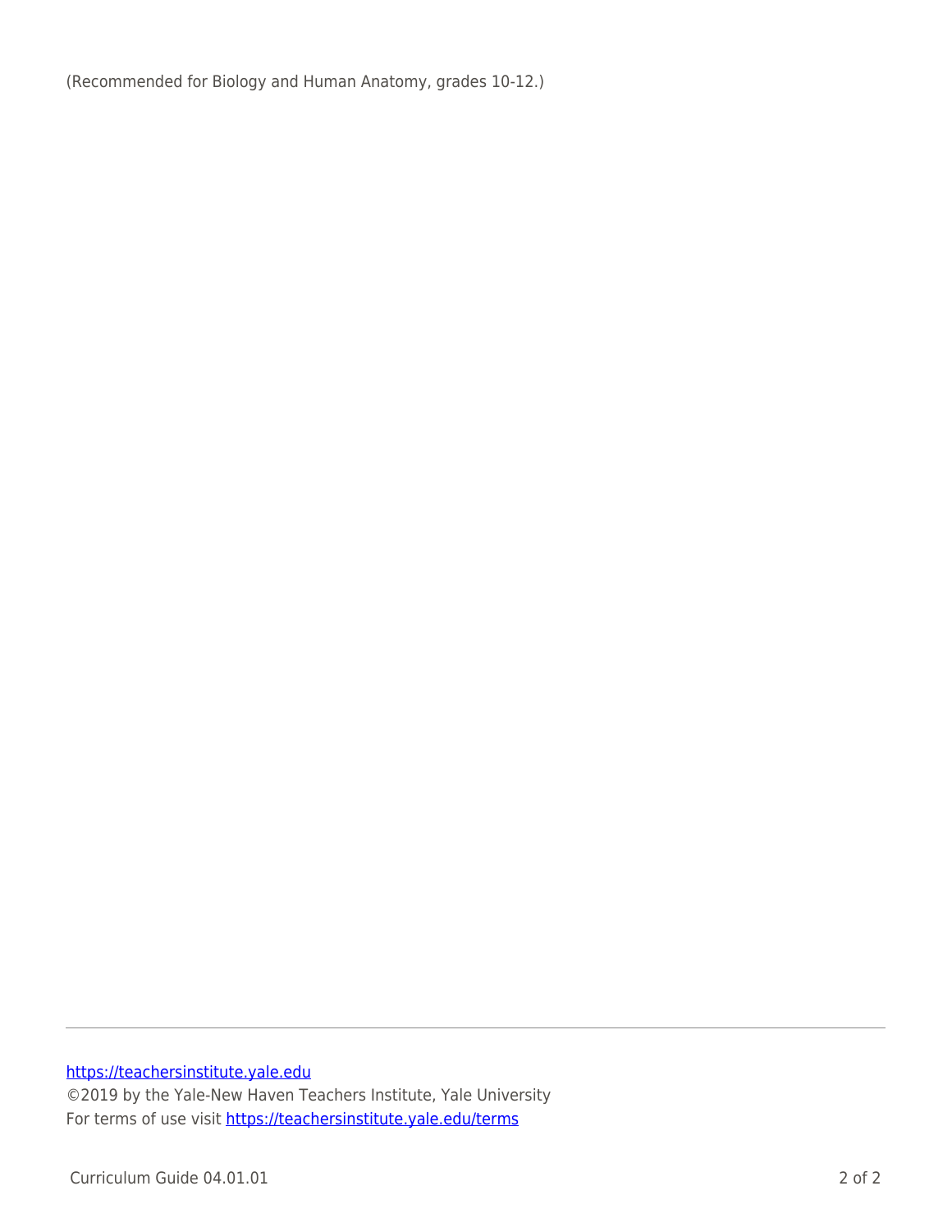(Recommended for Biology and Human Anatomy, grades 10-12.)

https://teachersinstitute.yale.edu
©2019 by the Yale-New Haven Teachers Institute, Yale University
For terms of use visit https://teachersinstitute.yale.edu/terms